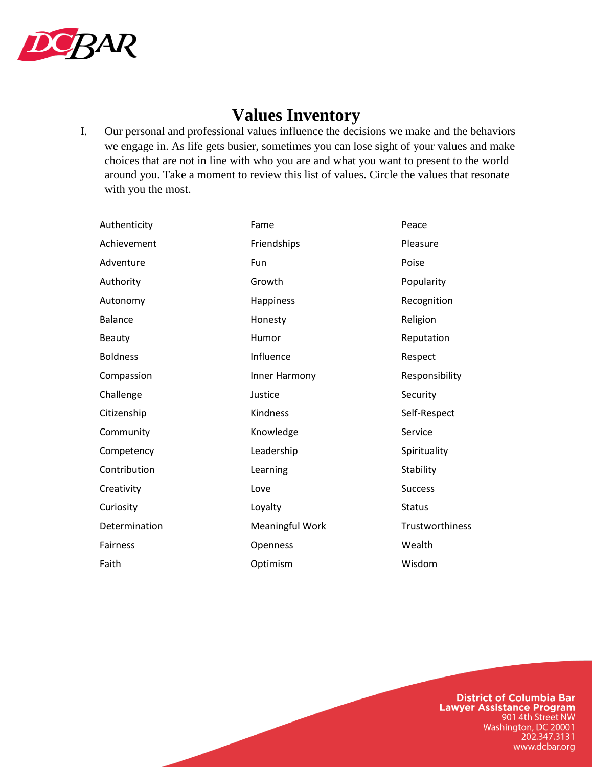# Values Inventory

I. Our personal and professional values influence the decisions we make and the behaviors we engage in. As life gets busier, sometimes you can lose sight of your values and make choices that are not in line with who you are and what you want to present to the world around you. Take a moment to review this list of values. Circle the values that resonate with you the most.

| | | |
|---|---|---|
| Authenticity | Fame | Peace |
| Achievement | Friendships | Pleasure |
| Adventure | Fun | Poise |
| Authority | Growth | Popularity |
| Autonomy | Happiness | Recognition |
| Balance | Honesty | Religion |
| Beauty | Humor | Reputation |
| Boldness | Influence | Respect |
| Compassion | Inner Harmony | Responsibility |
| Challenge | Justice | Security |
| Citizenship | Kindness | Self-Respect |
| Community | Knowledge | Service |
| Competency | Leadership | Spirituality |
| Contribution | Learning | Stability |
| Creativity | Love | Success |
| Curiosity | Loyalty | Status |
| Determination | Meaningful Work | Trustworthiness |
| Fairness | Openness | Wealth |
| Faith | Optimism | Wisdom |

**District of Columbia Bar**
**Lawyer Assistance Program**
901 4th Street NW
Washington, DC 20001
202.347.3131
www.dcbar.org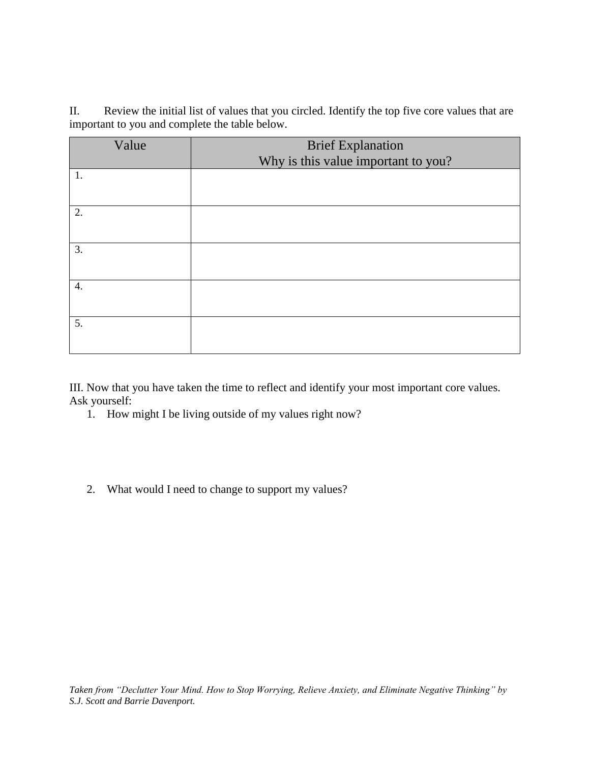II. Review the initial list of values that you circled. Identify the top five core values that are important to you and complete the table below.

| Value | Brief Explanation<br>Why is this value important to you? |
|---|---|
| 1. | |
| 2. | |
| 3. | |
| 4. | |
| 5. | |

III. Now that you have taken the time to reflect and identify your most important core values. Ask yourself:

1. How might I be living outside of my values right now?

2. What would I need to change to support my values?

*Taken from "Declutter Your Mind. How to Stop Worrying, Relieve Anxiety, and Eliminate Negative Thinking" by S.J. Scott and Barrie Davenport.*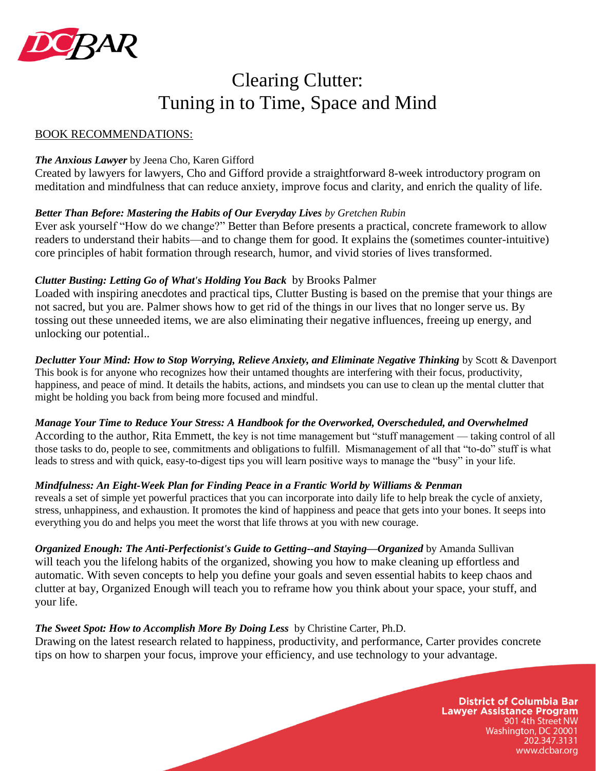# Clearing Clutter:
# Tuning in to Time, Space and Mind

BOOK RECOMMENDATIONS:

***The Anxious Lawyer*** by Jeena Cho, Karen Gifford
Created by lawyers for lawyers, Cho and Gifford provide a straightforward 8-week introductory program on meditation and mindfulness that can reduce anxiety, improve focus and clarity, and enrich the quality of life.

***Better Than Before: Mastering the Habits of Our Everyday Lives*** *by Gretchen Rubin*
Ever ask yourself "How do we change?" Better than Before presents a practical, concrete framework to allow readers to understand their habits—and to change them for good. It explains the (sometimes counter-intuitive) core principles of habit formation through research, humor, and vivid stories of lives transformed.

***Clutter Busting: Letting Go of What's Holding You Back*** by Brooks Palmer
Loaded with inspiring anecdotes and practical tips, Clutter Busting is based on the premise that your things are not sacred, but you are. Palmer shows how to get rid of the things in our lives that no longer serve us. By tossing out these unneeded items, we are also eliminating their negative influences, freeing up energy, and unlocking our potential..

***Declutter Your Mind: How to Stop Worrying, Relieve Anxiety, and Eliminate Negative Thinking*** by Scott & Davenport
This book is for anyone who recognizes how their untamed thoughts are interfering with their focus, productivity, happiness, and peace of mind. It details the habits, actions, and mindsets you can use to clean up the mental clutter that might be holding you back from being more focused and mindful.

***Manage Your Time to Reduce Your Stress: A Handbook for the Overworked, Overscheduled, and Overwhelmed***
According to the author, Rita Emmett, the key is not time management but "stuff management — taking control of all those tasks to do, people to see, commitments and obligations to fulfill. Mismanagement of all that "to-do" stuff is what leads to stress and with quick, easy-to-digest tips you will learn positive ways to manage the "busy" in your life.

***Mindfulness: An Eight-Week Plan for Finding Peace in a Frantic World by Williams & Penman***
reveals a set of simple yet powerful practices that you can incorporate into daily life to help break the cycle of anxiety, stress, unhappiness, and exhaustion. It promotes the kind of happiness and peace that gets into your bones. It seeps into everything you do and helps you meet the worst that life throws at you with new courage.

***Organized Enough: The Anti-Perfectionist's Guide to Getting--and Staying—Organized*** by Amanda Sullivan
will teach you the lifelong habits of the organized, showing you how to make cleaning up effortless and automatic. With seven concepts to help you define your goals and seven essential habits to keep chaos and clutter at bay, Organized Enough will teach you to reframe how you think about your space, your stuff, and your life.

***The Sweet Spot: How to Accomplish More By Doing Less*** by Christine Carter, Ph.D.
Drawing on the latest research related to happiness, productivity, and performance, Carter provides concrete tips on how to sharpen your focus, improve your efficiency, and use technology to your advantage.

**District of Columbia Bar**
**Lawyer Assistance Program**
901 4th Street NW
Washington, DC 20001
202.347.3131
www.dcbar.org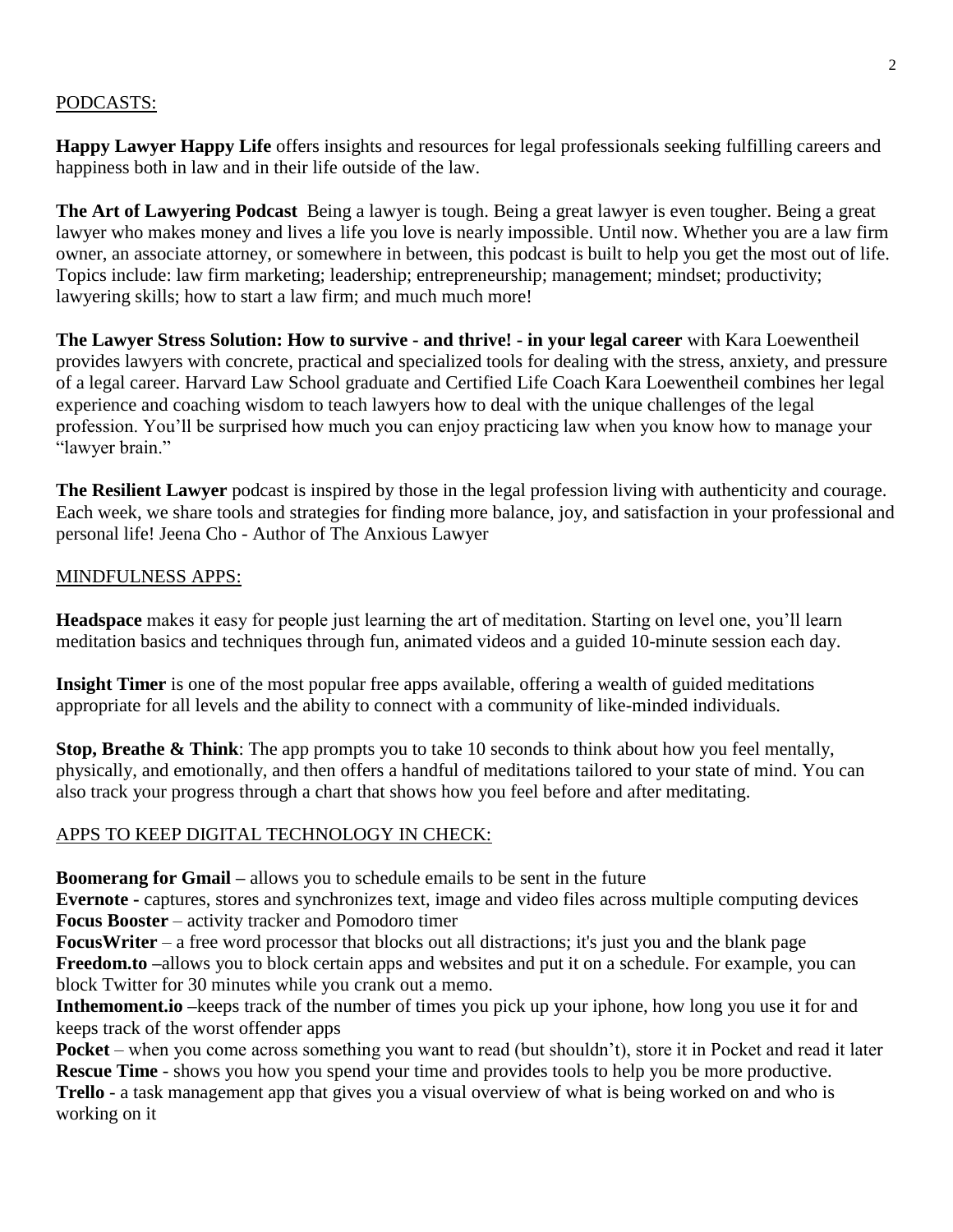## PODCASTS:

**Happy Lawyer Happy Life** offers insights and resources for legal professionals seeking fulfilling careers and happiness both in law and in their life outside of the law.

**The Art of Lawyering Podcast** Being a lawyer is tough. Being a great lawyer is even tougher. Being a great lawyer who makes money and lives a life you love is nearly impossible. Until now. Whether you are a law firm owner, an associate attorney, or somewhere in between, this podcast is built to help you get the most out of life. Topics include: law firm marketing; leadership; entrepreneurship; management; mindset; productivity; lawyering skills; how to start a law firm; and much much more!

**The Lawyer Stress Solution: How to survive - and thrive! - in your legal career** with Kara Loewentheil provides lawyers with concrete, practical and specialized tools for dealing with the stress, anxiety, and pressure of a legal career. Harvard Law School graduate and Certified Life Coach Kara Loewentheil combines her legal experience and coaching wisdom to teach lawyers how to deal with the unique challenges of the legal profession. You'll be surprised how much you can enjoy practicing law when you know how to manage your "lawyer brain."

**The Resilient Lawyer** podcast is inspired by those in the legal profession living with authenticity and courage. Each week, we share tools and strategies for finding more balance, joy, and satisfaction in your professional and personal life! Jeena Cho - Author of The Anxious Lawyer

## MINDFULNESS APPS:

**Headspace** makes it easy for people just learning the art of meditation. Starting on level one, you'll learn meditation basics and techniques through fun, animated videos and a guided 10-minute session each day.

**Insight Timer** is one of the most popular free apps available, offering a wealth of guided meditations appropriate for all levels and the ability to connect with a community of like-minded individuals.

**Stop, Breathe & Think**: The app prompts you to take 10 seconds to think about how you feel mentally, physically, and emotionally, and then offers a handful of meditations tailored to your state of mind. You can also track your progress through a chart that shows how you feel before and after meditating.

## APPS TO KEEP DIGITAL TECHNOLOGY IN CHECK:

**Boomerang for Gmail –** allows you to schedule emails to be sent in the future
**Evernote -** captures, stores and synchronizes text, image and video files across multiple computing devices
**Focus Booster** – activity tracker and Pomodoro timer
**FocusWriter** – a free word processor that blocks out all distractions; it's just you and the blank page
**Freedom.to –**allows you to block certain apps and websites and put it on a schedule. For example, you can block Twitter for 30 minutes while you crank out a memo.
**Inthemoment.io –**keeps track of the number of times you pick up your iphone, how long you use it for and keeps track of the worst offender apps
**Pocket** – when you come across something you want to read (but shouldn't), store it in Pocket and read it later
**Rescue Time** - shows you how you spend your time and provides tools to help you be more productive.
**Trello** - a task management app that gives you a visual overview of what is being worked on and who is working on it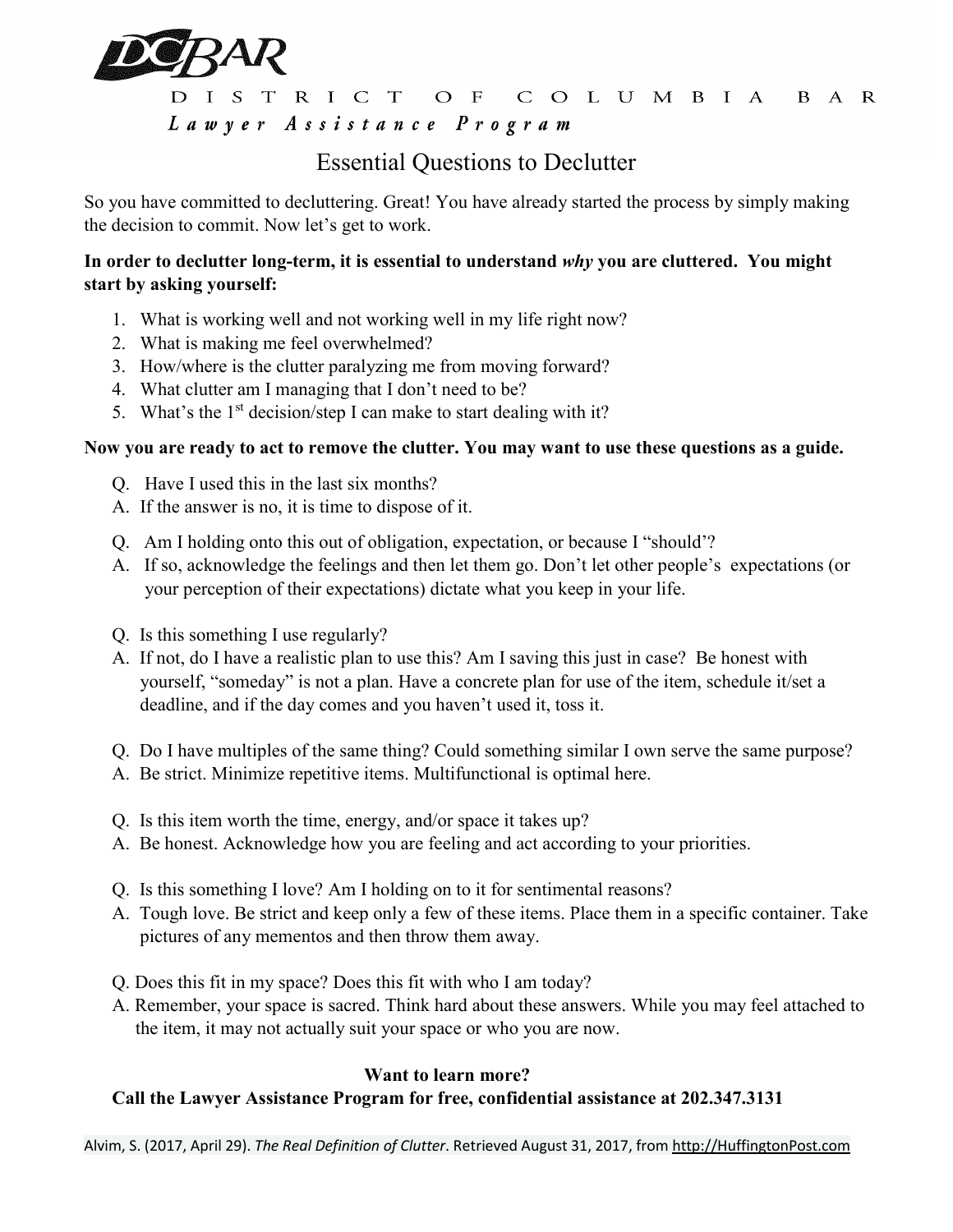DC BAR

DISTRICT OF COLUMBIA BAR

*Lawyer Assistance Program*

# Essential Questions to Declutter

So you have committed to decluttering. Great! You have already started the process by simply making the decision to commit. Now let's get to work.

**In order to declutter long-term, it is essential to understand *why* you are cluttered. You might start by asking yourself:**

1. What is working well and not working well in my life right now?
2. What is making me feel overwhelmed?
3. How/where is the clutter paralyzing me from moving forward?
4. What clutter am I managing that I don't need to be?
5. What's the 1st decision/step I can make to start dealing with it?

**Now you are ready to act to remove the clutter. You may want to use these questions as a guide.**

Q. Have I used this in the last six months?
A. If the answer is no, it is time to dispose of it.

Q. Am I holding onto this out of obligation, expectation, or because I "should'?
A. If so, acknowledge the feelings and then let them go. Don't let other people's expectations (or your perception of their expectations) dictate what you keep in your life.

Q. Is this something I use regularly?
A. If not, do I have a realistic plan to use this? Am I saving this just in case? Be honest with yourself, "someday" is not a plan. Have a concrete plan for use of the item, schedule it/set a deadline, and if the day comes and you haven't used it, toss it.

Q. Do I have multiples of the same thing? Could something similar I own serve the same purpose?
A. Be strict. Minimize repetitive items. Multifunctional is optimal here.

Q. Is this item worth the time, energy, and/or space it takes up?
A. Be honest. Acknowledge how you are feeling and act according to your priorities.

Q. Is this something I love? Am I holding on to it for sentimental reasons?
A. Tough love. Be strict and keep only a few of these items. Place them in a specific container. Take pictures of any mementos and then throw them away.

Q. Does this fit in my space? Does this fit with who I am today?
A. Remember, your space is sacred. Think hard about these answers. While you may feel attached to the item, it may not actually suit your space or who you are now.

**Want to learn more?**
**Call the Lawyer Assistance Program for free, confidential assistance at 202.347.3131**

Alvim, S. (2017, April 29). *The Real Definition of Clutter*. Retrieved August 31, 2017, from http://HuffingtonPost.com